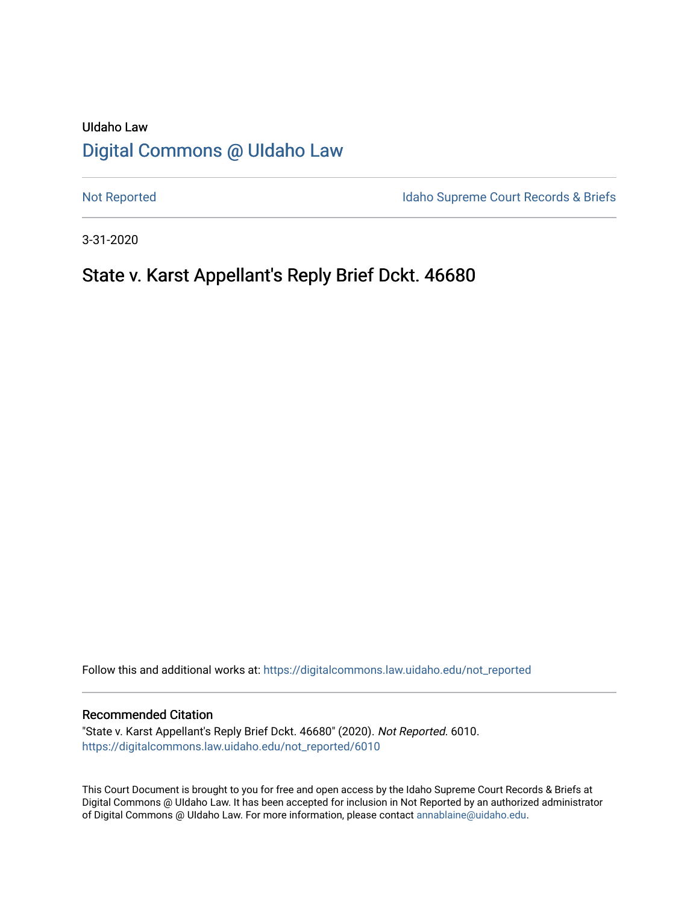UIdaho Law

# Digital Commons @ UIdaho Law

Not Reported

Idaho Supreme Court Records & Briefs

3-31-2020

## State v. Karst Appellant's Reply Brief Dckt. 46680

Follow this and additional works at: https://digitalcommons.law.uidaho.edu/not_reported

### Recommended Citation

"State v. Karst Appellant's Reply Brief Dckt. 46680" (2020). *Not Reported*. 6010.
https://digitalcommons.law.uidaho.edu/not_reported/6010

This Court Document is brought to you for free and open access by the Idaho Supreme Court Records & Briefs at Digital Commons @ UIdaho Law. It has been accepted for inclusion in Not Reported by an authorized administrator of Digital Commons @ UIdaho Law. For more information, please contact annablaine@uidaho.edu.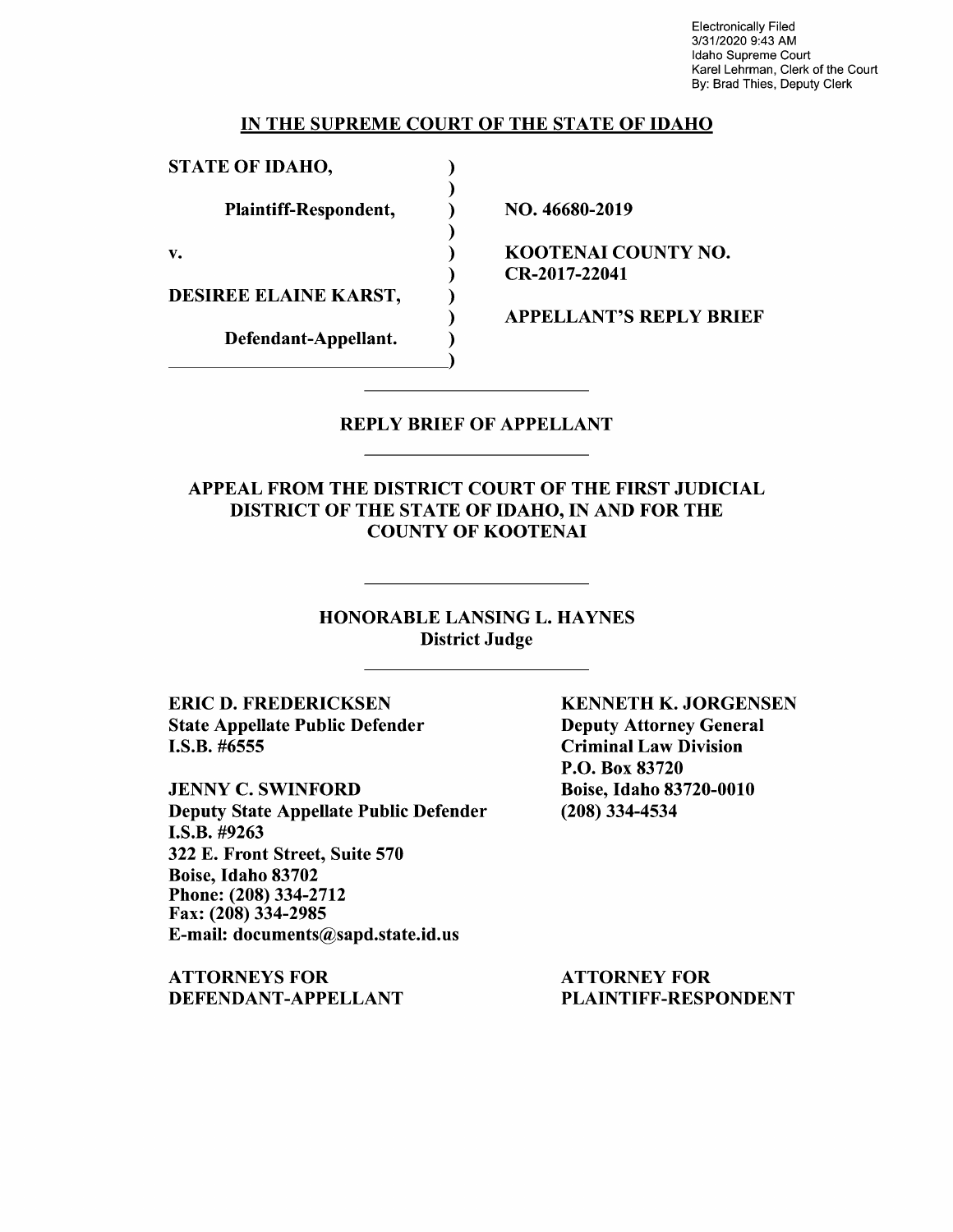Electronically Filed
3/31/2020 9:43 AM
Idaho Supreme Court
Karel Lehrman, Clerk of the Court
By: Brad Thies, Deputy Clerk

**IN THE SUPREME COURT OF THE STATE OF IDAHO**

| | |
|---|---|
| **STATE OF IDAHO,** | |
| **Plaintiff-Respondent,** | **NO. 46680-2019** |
| **v.** | **KOOTENAI COUNTY NO. CR-2017-22041** |
| **DESIREE ELAINE KARST,** | **APPELLANT'S REPLY BRIEF** |
| **Defendant-Appellant.** | |

## REPLY BRIEF OF APPELLANT

## APPEAL FROM THE DISTRICT COURT OF THE FIRST JUDICIAL DISTRICT OF THE STATE OF IDAHO, IN AND FOR THE COUNTY OF KOOTENAI

**HONORABLE LANSING L. HAYNES**
**District Judge**

**ERIC D. FREDERICKSEN**
**State Appellate Public Defender**
**I.S.B. #6555**

**JENNY C. SWINFORD**
**Deputy State Appellate Public Defender**
**I.S.B. #9263**
**322 E. Front Street, Suite 570**
**Boise, Idaho 83702**
**Phone: (208) 334-2712**
**Fax: (208) 334-2985**
**E-mail: documents@sapd.state.id.us**

**ATTORNEYS FOR DEFENDANT-APPELLANT**

**KENNETH K. JORGENSEN**
**Deputy Attorney General**
**Criminal Law Division**
**P.O. Box 83720**
**Boise, Idaho 83720-0010**
**(208) 334-4534**

**ATTORNEY FOR PLAINTIFF-RESPONDENT**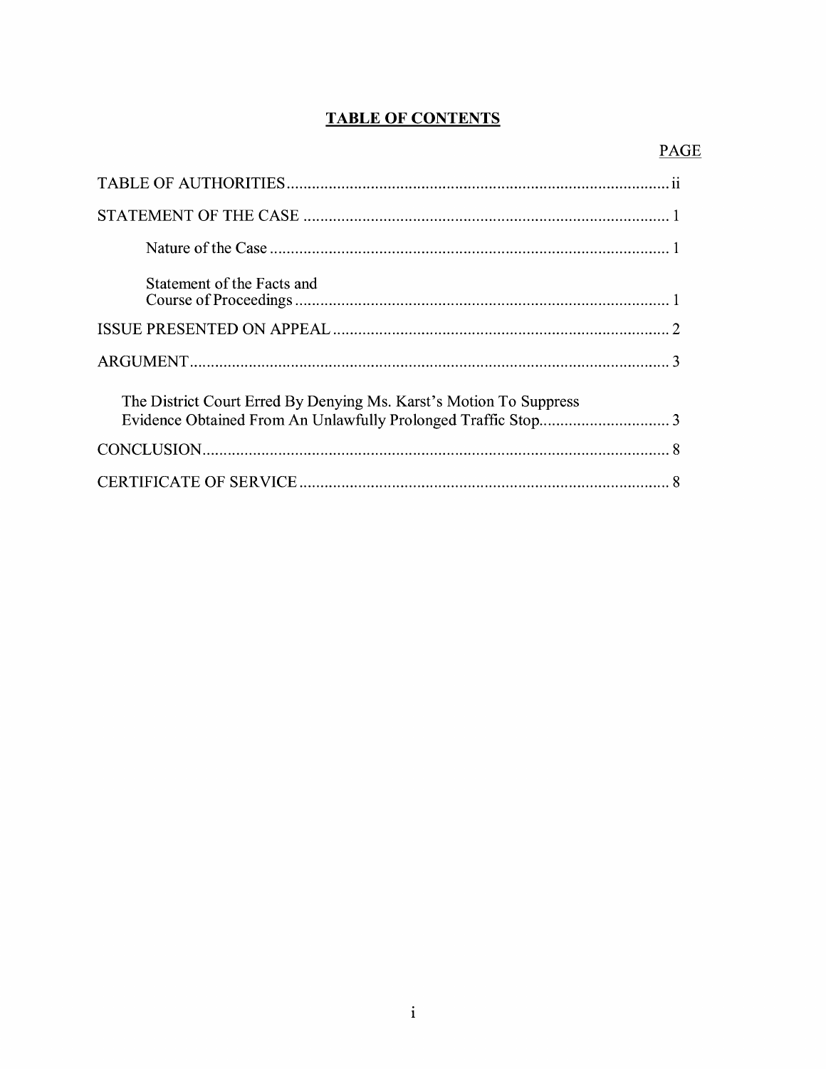**TABLE OF CONTENTS**

| | PAGE |
|---|---|
| TABLE OF AUTHORITIES | ii |
| STATEMENT OF THE CASE | 1 |
| Nature of the Case | 1 |
| Statement of the Facts and Course of Proceedings | 1 |
| ISSUE PRESENTED ON APPEAL | 2 |
| ARGUMENT | 3 |
| The District Court Erred By Denying Ms. Karst's Motion To Suppress Evidence Obtained From An Unlawfully Prolonged Traffic Stop | 3 |
| CONCLUSION | 8 |
| CERTIFICATE OF SERVICE | 8 |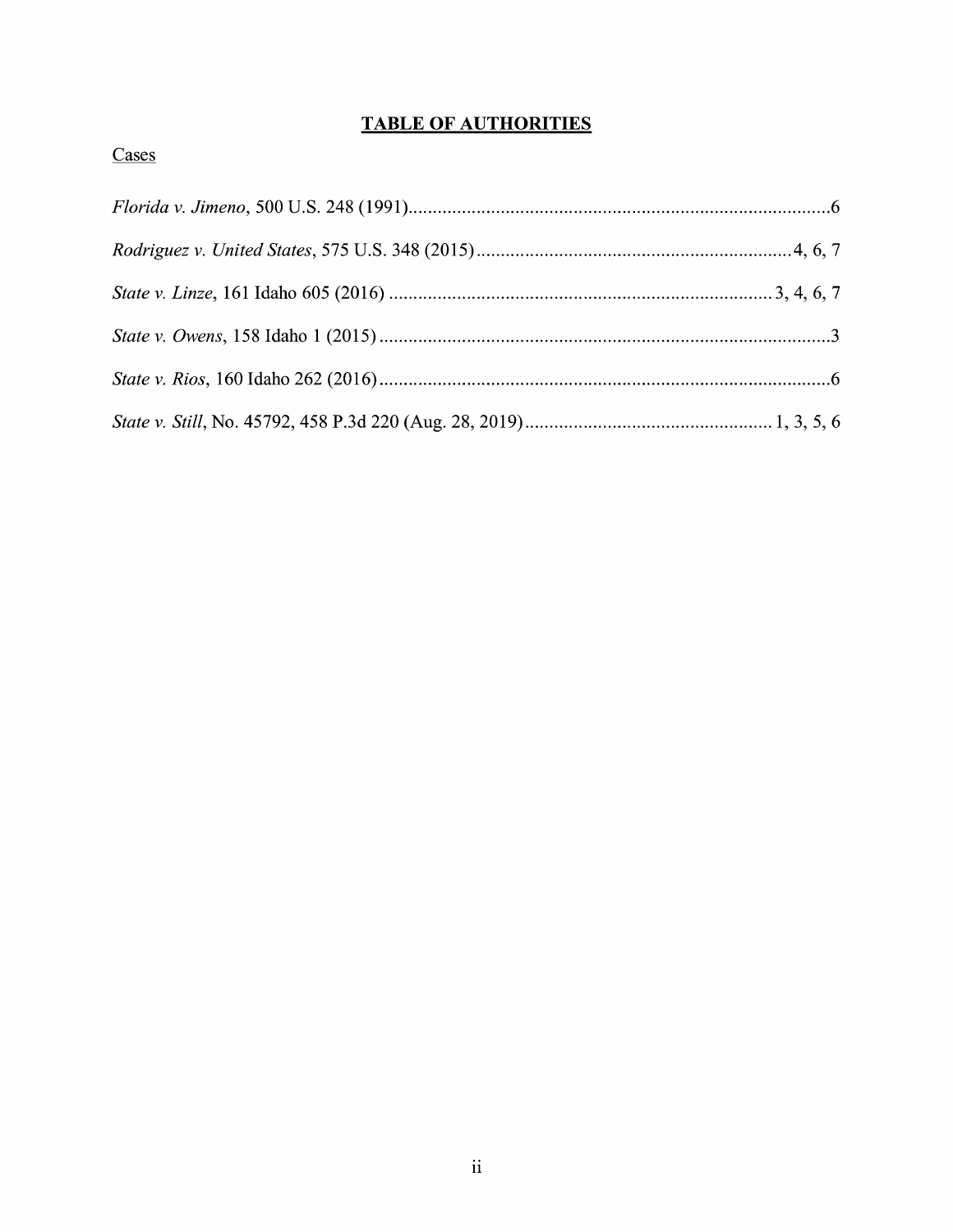# **TABLE OF AUTHORITIES**

Cases

*Florida v. Jimeno*, 500 U.S. 248 (1991)........................................................................................6

*Rodriguez v. United States*, 575 U.S. 348 (2015)................................................................4, 6, 7

*State v. Linze*, 161 Idaho 605 (2016) ..........................................................................3, 4, 6, 7

*State v. Owens*, 158 Idaho 1 (2015) ..............................................................................................3

*State v. Rios*, 160 Idaho 262 (2016)..............................................................................................6

*State v. Still*, No. 45792, 458 P.3d 220 (Aug. 28, 2019)...................................................1, 3, 5, 6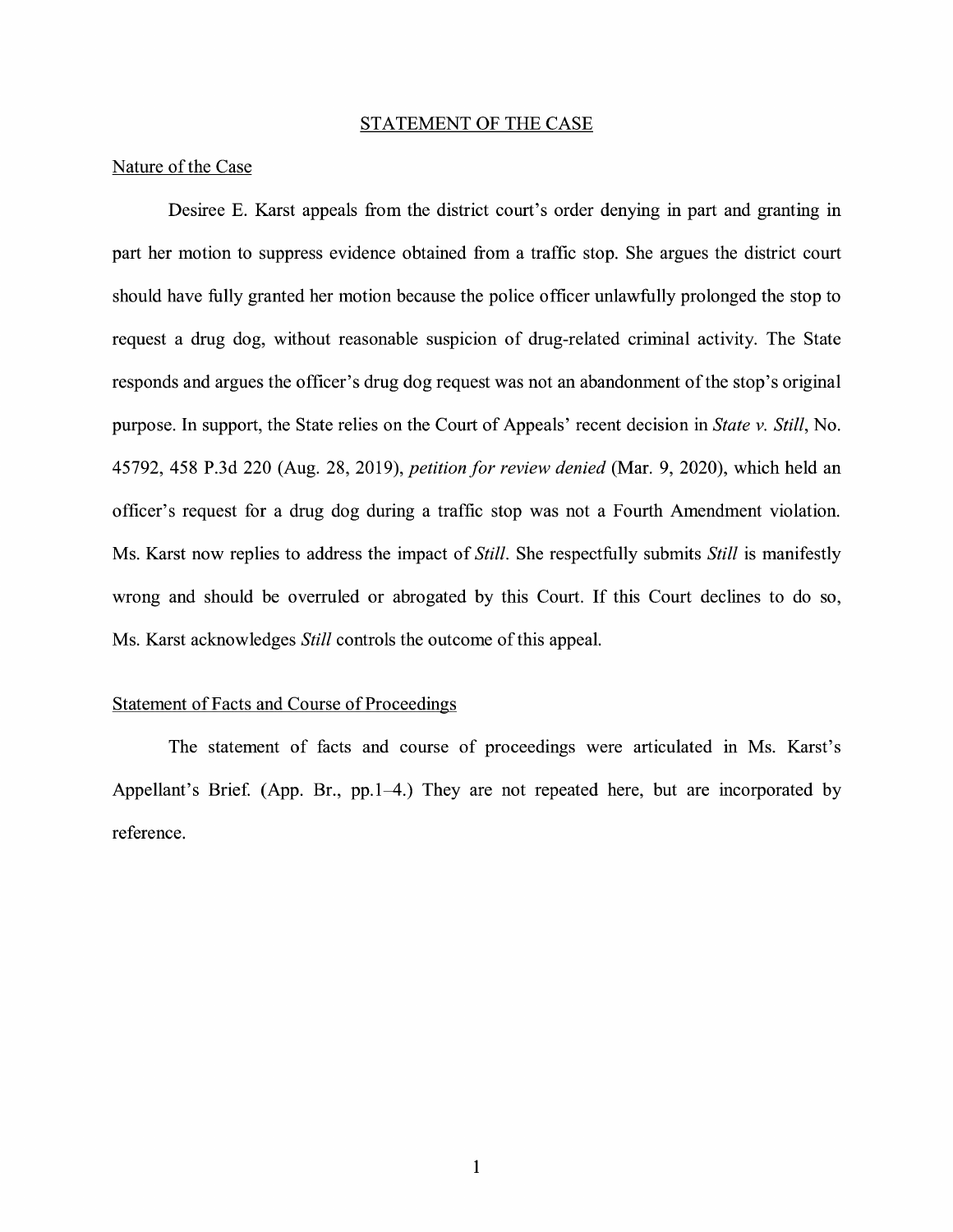## STATEMENT OF THE CASE

### Nature of the Case

Desiree E. Karst appeals from the district court's order denying in part and granting in part her motion to suppress evidence obtained from a traffic stop. She argues the district court should have fully granted her motion because the police officer unlawfully prolonged the stop to request a drug dog, without reasonable suspicion of drug-related criminal activity. The State responds and argues the officer's drug dog request was not an abandonment of the stop's original purpose. In support, the State relies on the Court of Appeals' recent decision in *State v. Still*, No. 45792, 458 P.3d 220 (Aug. 28, 2019), *petition for review denied* (Mar. 9, 2020), which held an officer's request for a drug dog during a traffic stop was not a Fourth Amendment violation. Ms. Karst now replies to address the impact of *Still*. She respectfully submits *Still* is manifestly wrong and should be overruled or abrogated by this Court. If this Court declines to do so, Ms. Karst acknowledges *Still* controls the outcome of this appeal.

### Statement of Facts and Course of Proceedings

The statement of facts and course of proceedings were articulated in Ms. Karst's Appellant's Brief. (App. Br., pp.1–4.) They are not repeated here, but are incorporated by reference.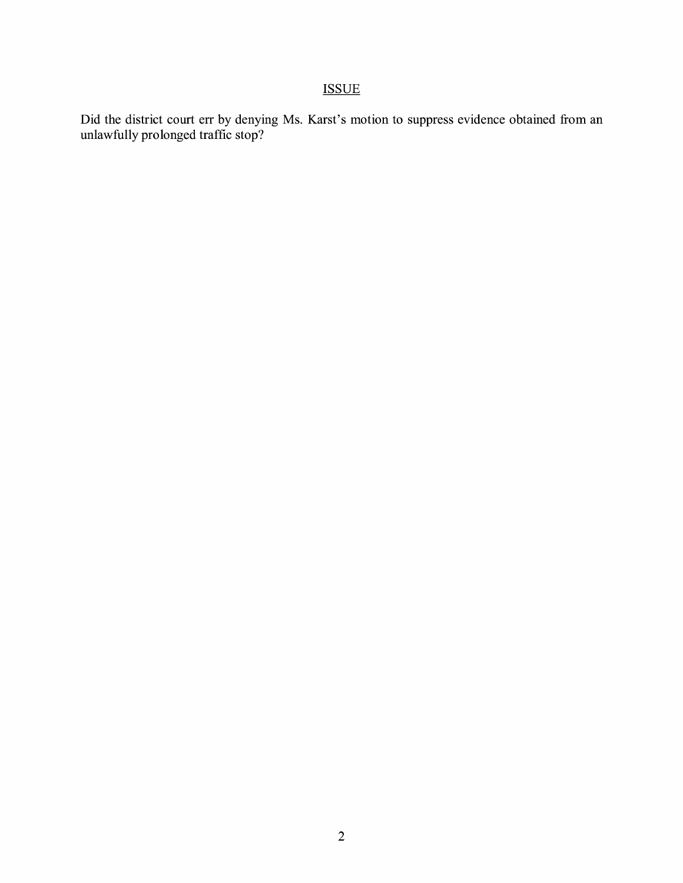## ISSUE

Did the district court err by denying Ms. Karst's motion to suppress evidence obtained from an unlawfully prolonged traffic stop?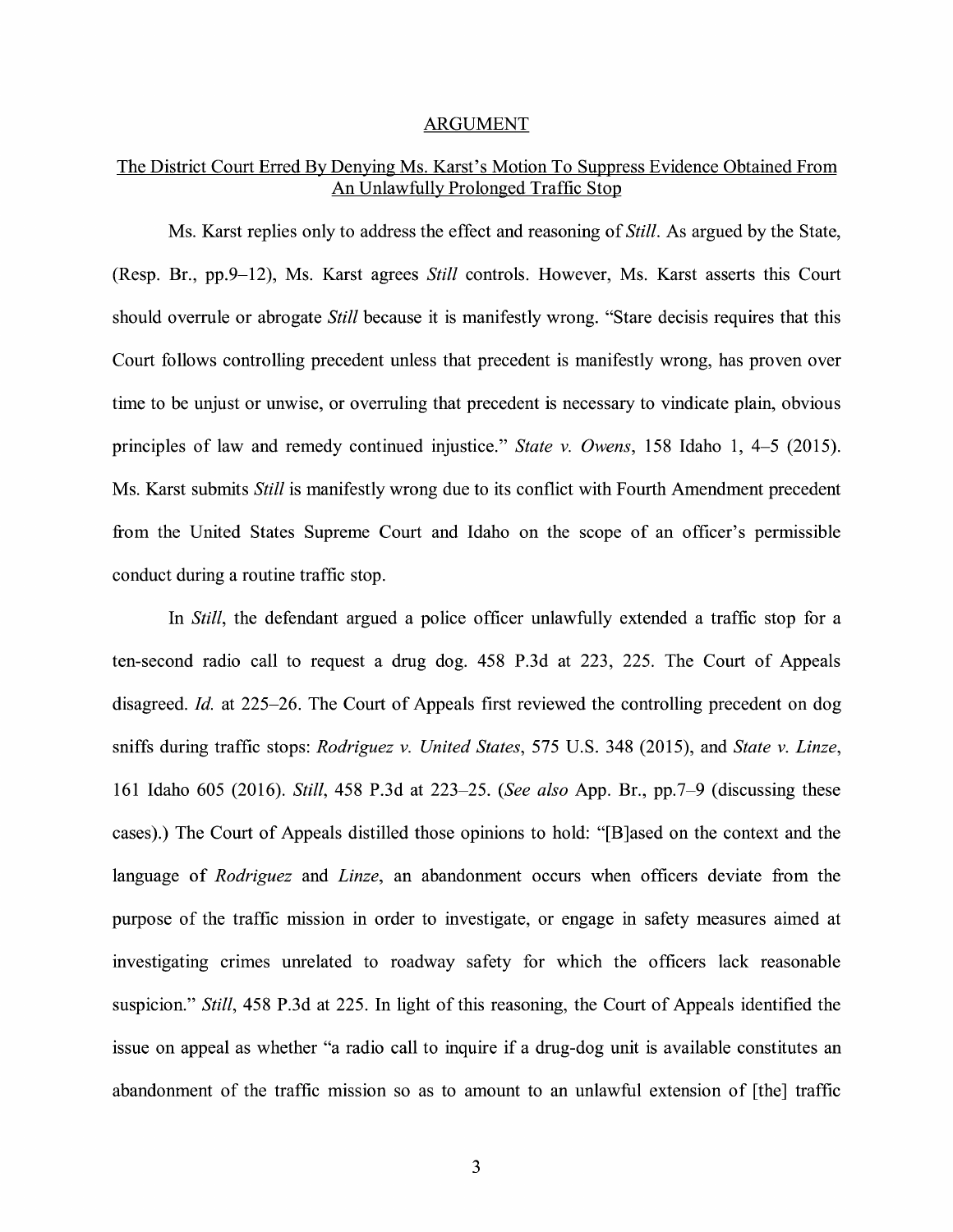# ARGUMENT

## The District Court Erred By Denying Ms. Karst's Motion To Suppress Evidence Obtained From An Unlawfully Prolonged Traffic Stop

Ms. Karst replies only to address the effect and reasoning of *Still*. As argued by the State, (Resp. Br., pp.9–12), Ms. Karst agrees *Still* controls. However, Ms. Karst asserts this Court should overrule or abrogate *Still* because it is manifestly wrong. "Stare decisis requires that this Court follows controlling precedent unless that precedent is manifestly wrong, has proven over time to be unjust or unwise, or overruling that precedent is necessary to vindicate plain, obvious principles of law and remedy continued injustice." *State v. Owens*, 158 Idaho 1, 4–5 (2015). Ms. Karst submits *Still* is manifestly wrong due to its conflict with Fourth Amendment precedent from the United States Supreme Court and Idaho on the scope of an officer's permissible conduct during a routine traffic stop.

In *Still*, the defendant argued a police officer unlawfully extended a traffic stop for a ten-second radio call to request a drug dog. 458 P.3d at 223, 225. The Court of Appeals disagreed. *Id.* at 225–26. The Court of Appeals first reviewed the controlling precedent on dog sniffs during traffic stops: *Rodriguez v. United States*, 575 U.S. 348 (2015), and *State v. Linze*, 161 Idaho 605 (2016). *Still*, 458 P.3d at 223–25. (*See also* App. Br., pp.7–9 (discussing these cases).) The Court of Appeals distilled those opinions to hold: "[B]ased on the context and the language of *Rodriguez* and *Linze*, an abandonment occurs when officers deviate from the purpose of the traffic mission in order to investigate, or engage in safety measures aimed at investigating crimes unrelated to roadway safety for which the officers lack reasonable suspicion." *Still*, 458 P.3d at 225. In light of this reasoning, the Court of Appeals identified the issue on appeal as whether "a radio call to inquire if a drug-dog unit is available constitutes an abandonment of the traffic mission so as to amount to an unlawful extension of [the] traffic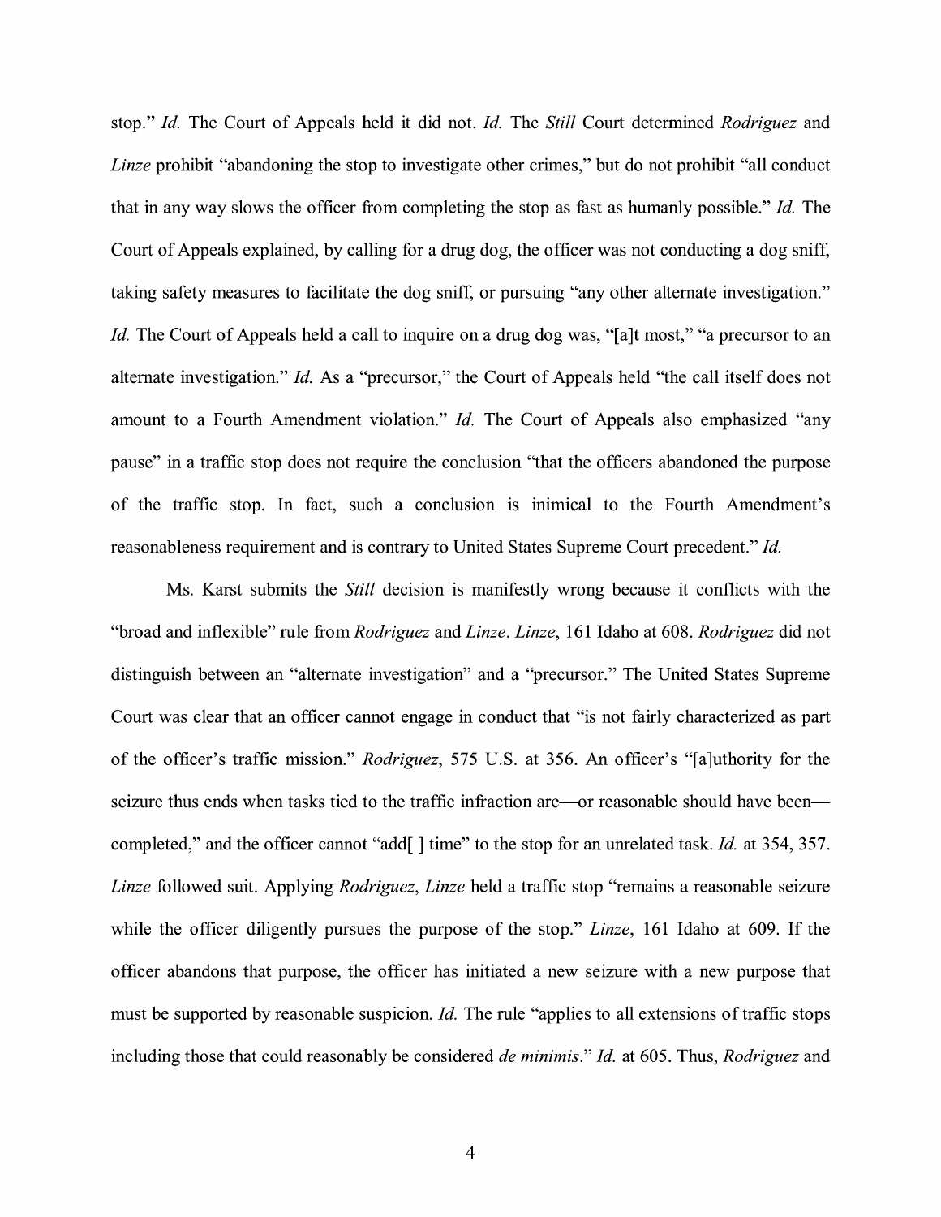stop." *Id.* The Court of Appeals held it did not. *Id.* The *Still* Court determined *Rodriguez* and *Linze* prohibit "abandoning the stop to investigate other crimes," but do not prohibit "all conduct that in any way slows the officer from completing the stop as fast as humanly possible." *Id.* The Court of Appeals explained, by calling for a drug dog, the officer was not conducting a dog sniff, taking safety measures to facilitate the dog sniff, or pursuing "any other alternate investigation." *Id.* The Court of Appeals held a call to inquire on a drug dog was, "[a]t most," "a precursor to an alternate investigation." *Id.* As a "precursor," the Court of Appeals held "the call itself does not amount to a Fourth Amendment violation." *Id.* The Court of Appeals also emphasized "any pause" in a traffic stop does not require the conclusion "that the officers abandoned the purpose of the traffic stop. In fact, such a conclusion is inimical to the Fourth Amendment's reasonableness requirement and is contrary to United States Supreme Court precedent." *Id.*

Ms. Karst submits the *Still* decision is manifestly wrong because it conflicts with the "broad and inflexible" rule from *Rodriguez* and *Linze*. *Linze*, 161 Idaho at 608. *Rodriguez* did not distinguish between an "alternate investigation" and a "precursor." The United States Supreme Court was clear that an officer cannot engage in conduct that "is not fairly characterized as part of the officer's traffic mission." *Rodriguez*, 575 U.S. at 356. An officer's "[a]uthority for the seizure thus ends when tasks tied to the traffic infraction are—or reasonable should have been—completed," and the officer cannot "add[ ] time" to the stop for an unrelated task. *Id.* at 354, 357. *Linze* followed suit. Applying *Rodriguez*, *Linze* held a traffic stop "remains a reasonable seizure while the officer diligently pursues the purpose of the stop." *Linze*, 161 Idaho at 609. If the officer abandons that purpose, the officer has initiated a new seizure with a new purpose that must be supported by reasonable suspicion. *Id.* The rule "applies to all extensions of traffic stops including those that could reasonably be considered *de minimis*." *Id.* at 605. Thus, *Rodriguez* and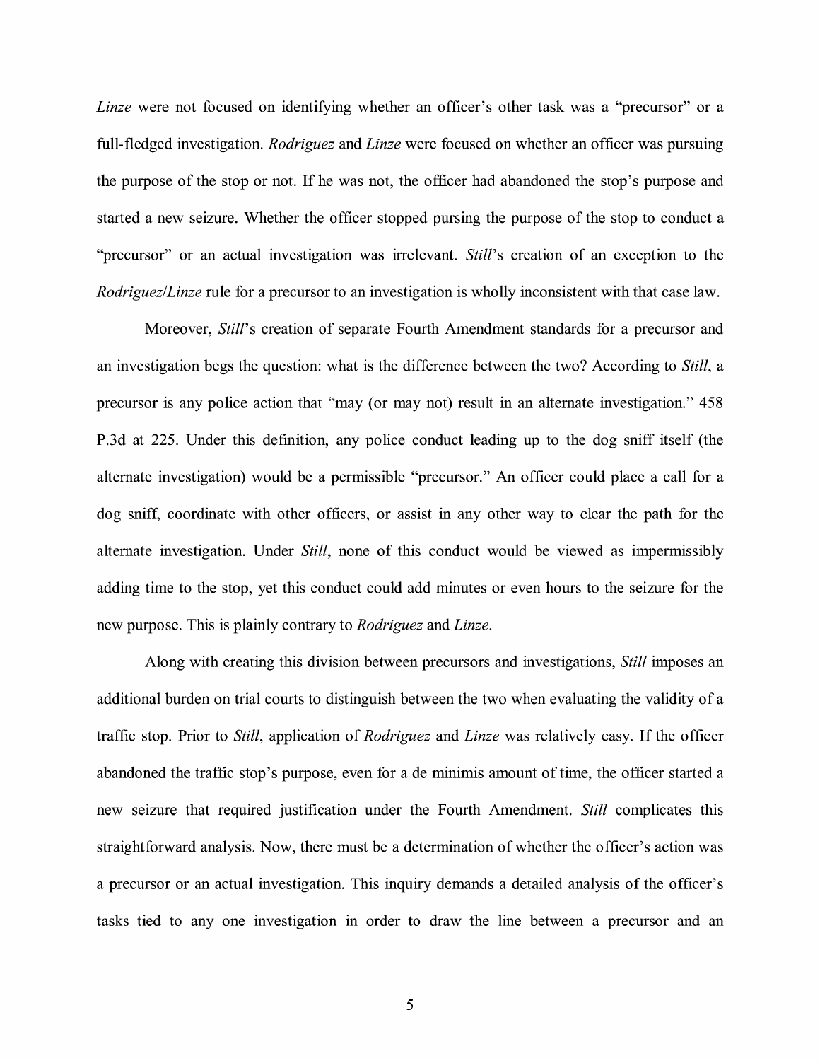*Linze* were not focused on identifying whether an officer's other task was a "precursor" or a full-fledged investigation. *Rodriguez* and *Linze* were focused on whether an officer was pursuing the purpose of the stop or not. If he was not, the officer had abandoned the stop's purpose and started a new seizure. Whether the officer stopped pursing the purpose of the stop to conduct a "precursor" or an actual investigation was irrelevant. *Still*'s creation of an exception to the *Rodriguez*/*Linze* rule for a precursor to an investigation is wholly inconsistent with that case law.

Moreover, *Still*'s creation of separate Fourth Amendment standards for a precursor and an investigation begs the question: what is the difference between the two? According to *Still*, a precursor is any police action that "may (or may not) result in an alternate investigation." 458 P.3d at 225. Under this definition, any police conduct leading up to the dog sniff itself (the alternate investigation) would be a permissible "precursor." An officer could place a call for a dog sniff, coordinate with other officers, or assist in any other way to clear the path for the alternate investigation. Under *Still*, none of this conduct would be viewed as impermissibly adding time to the stop, yet this conduct could add minutes or even hours to the seizure for the new purpose. This is plainly contrary to *Rodriguez* and *Linze*.

Along with creating this division between precursors and investigations, *Still* imposes an additional burden on trial courts to distinguish between the two when evaluating the validity of a traffic stop. Prior to *Still*, application of *Rodriguez* and *Linze* was relatively easy. If the officer abandoned the traffic stop's purpose, even for a de minimis amount of time, the officer started a new seizure that required justification under the Fourth Amendment. *Still* complicates this straightforward analysis. Now, there must be a determination of whether the officer's action was a precursor or an actual investigation. This inquiry demands a detailed analysis of the officer's tasks tied to any one investigation in order to draw the line between a precursor and an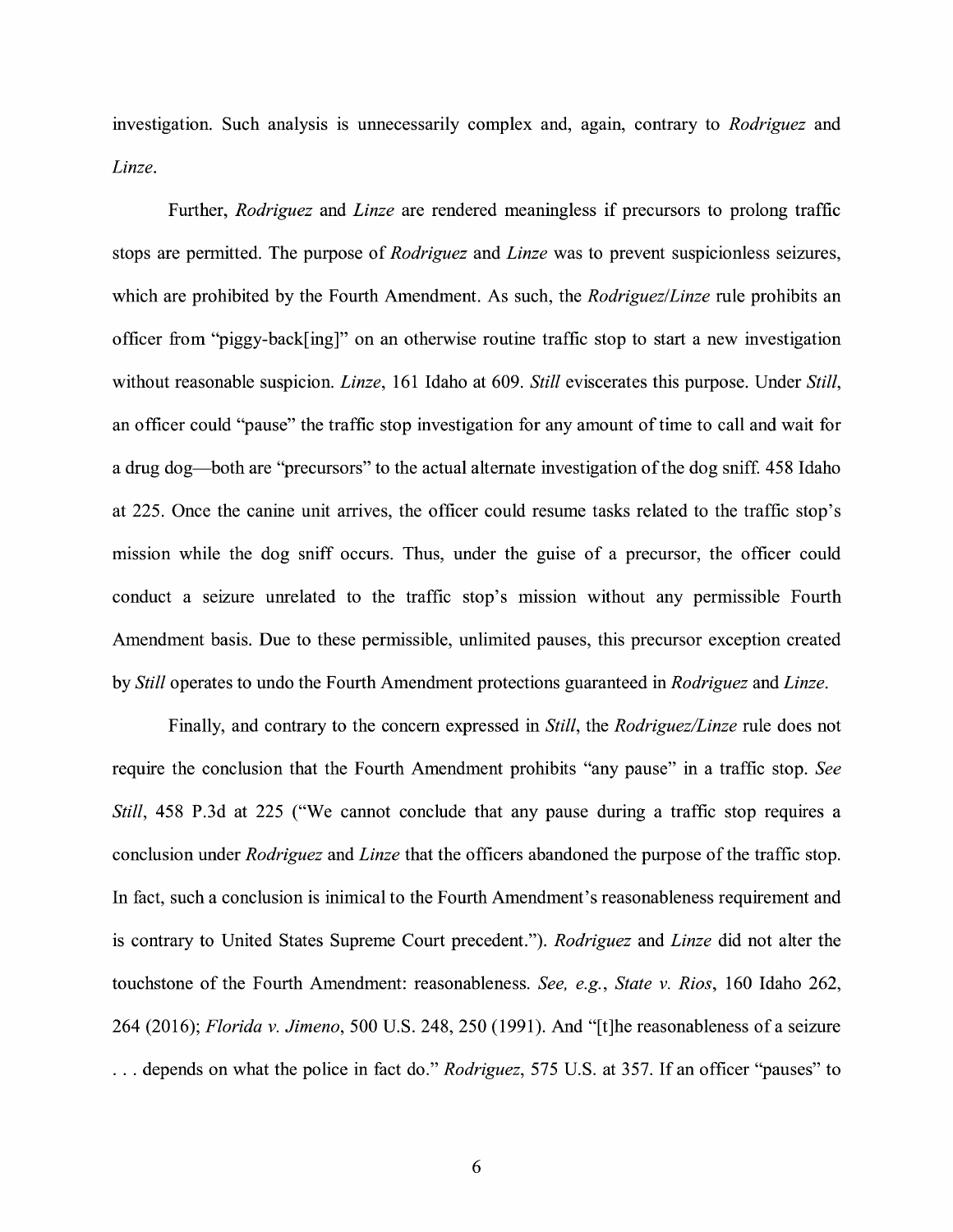investigation. Such analysis is unnecessarily complex and, again, contrary to *Rodriguez* and *Linze*.

Further, *Rodriguez* and *Linze* are rendered meaningless if precursors to prolong traffic stops are permitted. The purpose of *Rodriguez* and *Linze* was to prevent suspicionless seizures, which are prohibited by the Fourth Amendment. As such, the *Rodriguez/Linze* rule prohibits an officer from "piggy-back[ing]" on an otherwise routine traffic stop to start a new investigation without reasonable suspicion. *Linze*, 161 Idaho at 609. *Still* eviscerates this purpose. Under *Still*, an officer could "pause" the traffic stop investigation for any amount of time to call and wait for a drug dog—both are "precursors" to the actual alternate investigation of the dog sniff. 458 Idaho at 225. Once the canine unit arrives, the officer could resume tasks related to the traffic stop's mission while the dog sniff occurs. Thus, under the guise of a precursor, the officer could conduct a seizure unrelated to the traffic stop's mission without any permissible Fourth Amendment basis. Due to these permissible, unlimited pauses, this precursor exception created by *Still* operates to undo the Fourth Amendment protections guaranteed in *Rodriguez* and *Linze*.

Finally, and contrary to the concern expressed in *Still*, the *Rodriguez/Linze* rule does not require the conclusion that the Fourth Amendment prohibits "any pause" in a traffic stop. *See Still*, 458 P.3d at 225 ("We cannot conclude that any pause during a traffic stop requires a conclusion under *Rodriguez* and *Linze* that the officers abandoned the purpose of the traffic stop. In fact, such a conclusion is inimical to the Fourth Amendment's reasonableness requirement and is contrary to United States Supreme Court precedent."). *Rodriguez* and *Linze* did not alter the touchstone of the Fourth Amendment: reasonableness. *See, e.g.*, *State v. Rios*, 160 Idaho 262, 264 (2016); *Florida v. Jimeno*, 500 U.S. 248, 250 (1991). And "[t]he reasonableness of a seizure . . . depends on what the police in fact do." *Rodriguez*, 575 U.S. at 357. If an officer "pauses" to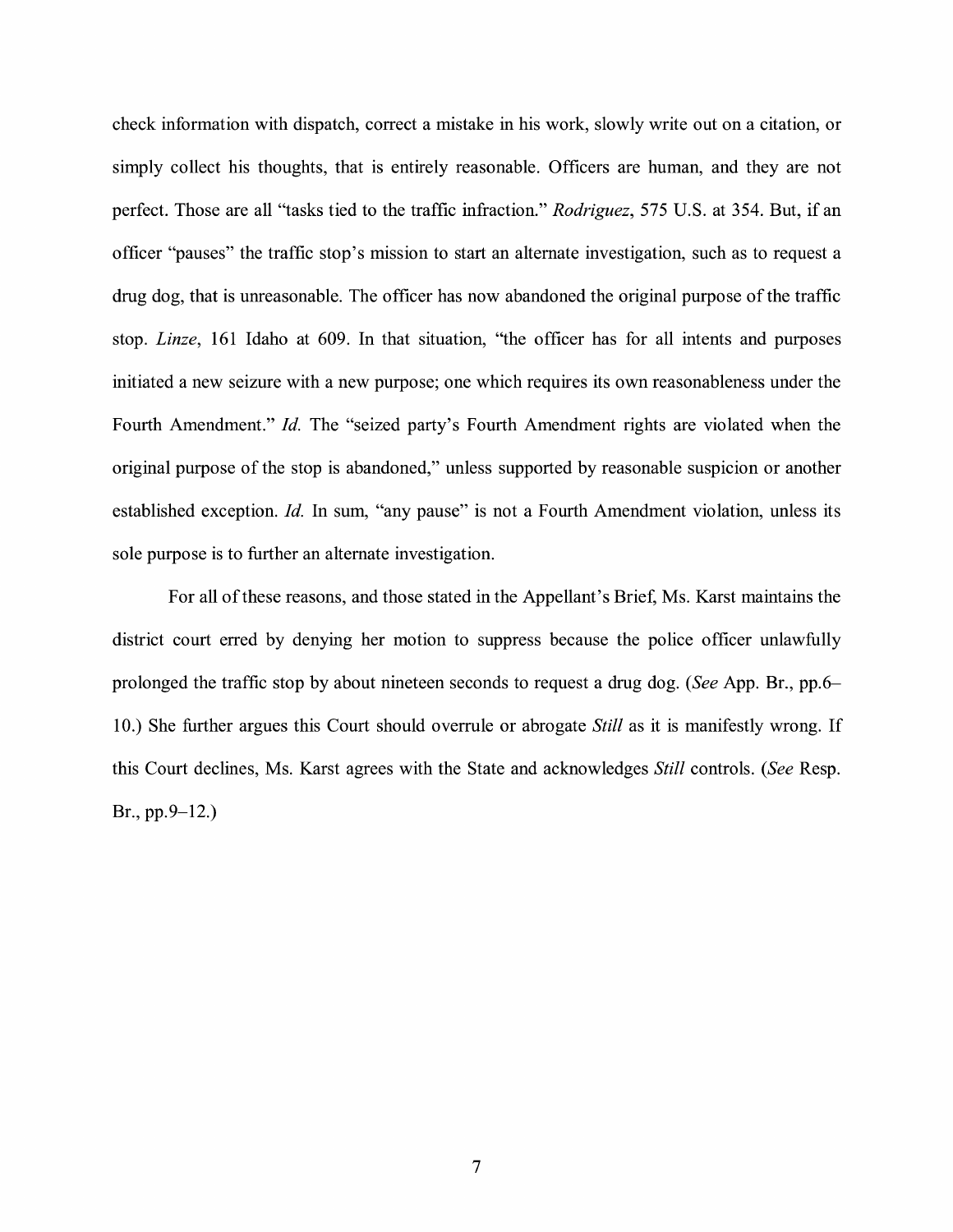check information with dispatch, correct a mistake in his work, slowly write out on a citation, or simply collect his thoughts, that is entirely reasonable. Officers are human, and they are not perfect. Those are all "tasks tied to the traffic infraction." *Rodriguez*, 575 U.S. at 354. But, if an officer "pauses" the traffic stop's mission to start an alternate investigation, such as to request a drug dog, that is unreasonable. The officer has now abandoned the original purpose of the traffic stop. *Linze*, 161 Idaho at 609. In that situation, "the officer has for all intents and purposes initiated a new seizure with a new purpose; one which requires its own reasonableness under the Fourth Amendment." *Id.* The "seized party's Fourth Amendment rights are violated when the original purpose of the stop is abandoned," unless supported by reasonable suspicion or another established exception. *Id.* In sum, "any pause" is not a Fourth Amendment violation, unless its sole purpose is to further an alternate investigation.

For all of these reasons, and those stated in the Appellant's Brief, Ms. Karst maintains the district court erred by denying her motion to suppress because the police officer unlawfully prolonged the traffic stop by about nineteen seconds to request a drug dog. (*See* App. Br., pp.6–10.) She further argues this Court should overrule or abrogate *Still* as it is manifestly wrong. If this Court declines, Ms. Karst agrees with the State and acknowledges *Still* controls. (*See* Resp. Br., pp.9–12.)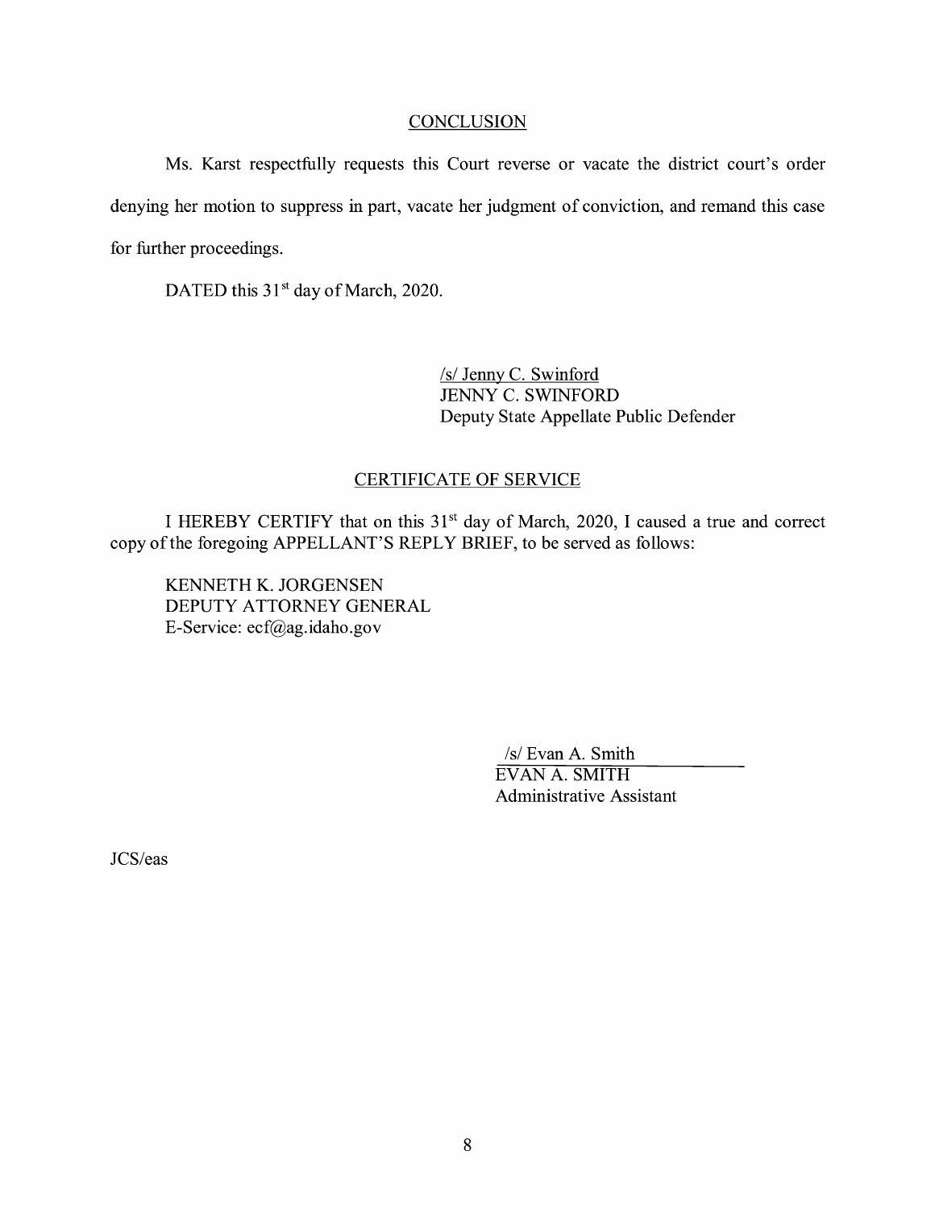## CONCLUSION

Ms. Karst respectfully requests this Court reverse or vacate the district court's order denying her motion to suppress in part, vacate her judgment of conviction, and remand this case for further proceedings.

DATED this 31st day of March, 2020.

/s/ Jenny C. Swinford
JENNY C. SWINFORD
Deputy State Appellate Public Defender

## CERTIFICATE OF SERVICE

I HEREBY CERTIFY that on this 31st day of March, 2020, I caused a true and correct copy of the foregoing APPELLANT'S REPLY BRIEF, to be served as follows:

KENNETH K. JORGENSEN
DEPUTY ATTORNEY GENERAL
E-Service: ecf@ag.idaho.gov

/s/ Evan A. Smith
EVAN A. SMITH
Administrative Assistant

JCS/eas